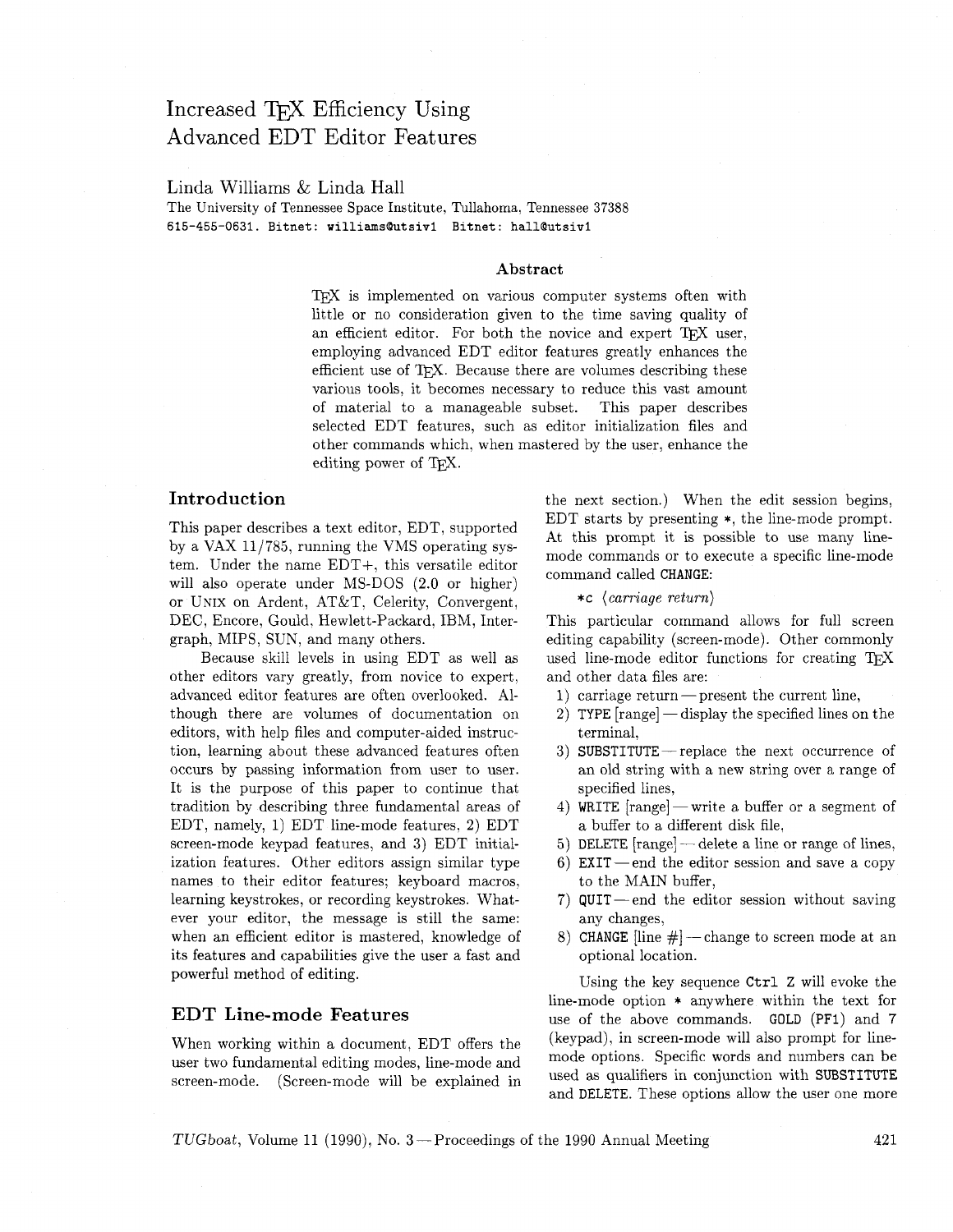# Increased TeX Efficiency Using Advanced EDT Editor Features

Linda Williams & Linda Hall

The University of Tennessee Space Institute, Tullahoma, Tennessee 37388
615-455-0631. Bitnet: williams@utsiv1 Bitnet: hall@utsiv1

### Abstract

TeX is implemented on various computer systems often with little or no consideration given to the time saving quality of an efficient editor. For both the novice and expert TeX user, employing advanced EDT editor features greatly enhances the efficient use of TeX. Because there are volumes describing these various tools, it becomes necessary to reduce this vast amount of material to a manageable subset. This paper describes selected EDT features, such as editor initialization files and other commands which, when mastered by the user, enhance the editing power of TeX.

## Introduction

This paper describes a text editor, EDT, supported by a VAX 11/785, running the VMS operating system. Under the name EDT+, this versatile editor will also operate under MS-DOS (2.0 or higher) or UNIX on Ardent, AT&T, Celerity, Convergent, DEC, Encore, Gould, Hewlett-Packard, IBM, Intergraph, MIPS, SUN, and many others.

Because skill levels in using EDT as well as other editors vary greatly, from novice to expert, advanced editor features are often overlooked. Although there are volumes of documentation on editors, with help files and computer-aided instruction, learning about these advanced features often occurs by passing information from user to user. It is the purpose of this paper to continue that tradition by describing three fundamental areas of EDT, namely, 1) EDT line-mode features, 2) EDT screen-mode keypad features, and 3) EDT initialization features. Other editors assign similar type names to their editor features; keyboard macros, learning keystrokes, or recording keystrokes. Whatever your editor, the message is still the same: when an efficient editor is mastered, knowledge of its features and capabilities give the user a fast and powerful method of editing.

## EDT Line-mode Features

When working within a document, EDT offers the user two fundamental editing modes, line-mode and screen-mode. (Screen-mode will be explained in the next section.) When the edit session begins, EDT starts by presenting *, the line-mode prompt. At this prompt it is possible to use many line-mode commands or to execute a specific line-mode command called CHANGE:

*c ⟨*carriage return*⟩

This particular command allows for full screen editing capability (screen-mode). Other commonly used line-mode editor functions for creating TeX and other data files are:

1) carriage return — present the current line,
2) TYPE [range] — display the specified lines on the terminal,
3) SUBSTITUTE — replace the next occurrence of an old string with a new string over a range of specified lines,
4) WRITE [range] — write a buffer or a segment of a buffer to a different disk file,
5) DELETE [range] — delete a line or range of lines,
6) EXIT — end the editor session and save a copy to the MAIN buffer,
7) QUIT — end the editor session without saving any changes,
8) CHANGE [line #] — change to screen mode at an optional location.

Using the key sequence Ctrl Z will evoke the line-mode option * anywhere within the text for use of the above commands. GOLD (PF1) and 7 (keypad), in screen-mode will also prompt for line-mode options. Specific words and numbers can be used as qualifiers in conjunction with SUBSTITUTE and DELETE. These options allow the user one more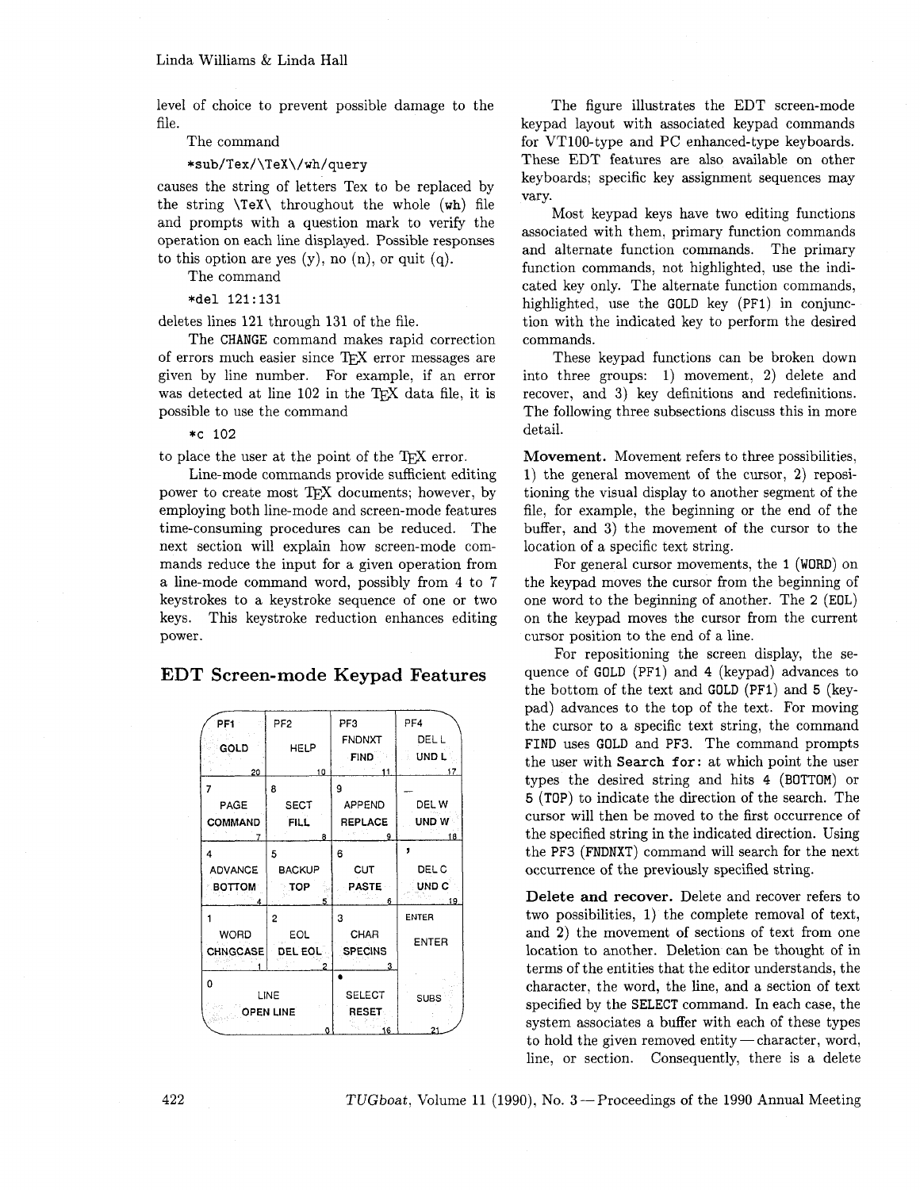level of choice to prevent possible damage to the file.

The command

```
*sub/Tex/\TeX\/wh/query
```

causes the string of letters Tex to be replaced by the string `\TeX\` throughout the whole (`wh`) file and prompts with a question mark to verify the operation on each line displayed. Possible responses to this option are yes (y), no (n), or quit (q).

The command

```
*del 121:131
```

deletes lines 121 through 131 of the file.

The `CHANGE` command makes rapid correction of errors much easier since TEX error messages are given by line number. For example, if an error was detected at line 102 in the TEX data file, it is possible to use the command

```
*c 102
```

to place the user at the point of the TEX error.

Line-mode commands provide sufficient editing power to create most TEX documents; however, by employing both line-mode and screen-mode features time-consuming procedures can be reduced. The next section will explain how screen-mode commands reduce the input for a given operation from a line-mode command word, possibly from 4 to 7 keystrokes to a keystroke sequence of one or two keys. This keystroke reduction enhances editing power.

## EDT Screen-mode Keypad Features

| | | | |
|---|---|---|---|
| PF1 GOLD 20 | PF2 HELP 10 | PF3 FNDNXT FIND 11 | PF4 DEL L UND L 17 |
| 7 PAGE COMMAND 7 | 8 SECT FILL 8 | 9 APPEND REPLACE 9 | – DEL W UND W 18 |
| 4 ADVANCE BOTTOM 4 | 5 BACKUP TOP 5 | 6 CUT PASTE 6 | , DEL C UND C 19 |
| 1 WORD CHNGCASE 1 | 2 EOL DEL EOL 2 | 3 CHAR SPECINS 3 | ENTER ENTER |
| 0 LINE OPEN LINE 0 | | . SELECT RESET 16 | SUBS 21 |

The figure illustrates the EDT screen-mode keypad layout with associated keypad commands for VT100-type and PC enhanced-type keyboards. These EDT features are also available on other keyboards; specific key assignment sequences may vary.

Most keypad keys have two editing functions associated with them, primary function commands and alternate function commands. The primary function commands, not highlighted, use the indicated key only. The alternate function commands, highlighted, use the `GOLD` key (`PF1`) in conjunction with the indicated key to perform the desired commands.

These keypad functions can be broken down into three groups: 1) movement, 2) delete and recover, and 3) key definitions and redefinitions. The following three subsections discuss this in more detail.

**Movement.** Movement refers to three possibilities, 1) the general movement of the cursor, 2) repositioning the visual display to another segment of the file, for example, the beginning or the end of the buffer, and 3) the movement of the cursor to the location of a specific text string.

For general cursor movements, the `1` (`WORD`) on the keypad moves the cursor from the beginning of one word to the beginning of another. The `2` (`EOL`) on the keypad moves the cursor from the current cursor position to the end of a line.

For repositioning the screen display, the sequence of `GOLD` (`PF1`) and `4` (keypad) advances to the bottom of the text and `GOLD` (`PF1`) and `5` (keypad) advances to the top of the text. For moving the cursor to a specific text string, the command `FIND` uses `GOLD` and `PF3`. The command prompts the user with `Search for:` at which point the user types the desired string and hits `4` (`BOTTOM`) or `5` (`TOP`) to indicate the direction of the search. The cursor will then be moved to the first occurrence of the specified string in the indicated direction. Using the `PF3` (`FNDNXT`) command will search for the next occurrence of the previously specified string.

**Delete and recover.** Delete and recover refers to two possibilities, 1) the complete removal of text, and 2) the movement of sections of text from one location to another. Deletion can be thought of in terms of the entities that the editor understands, the character, the word, the line, and a section of text specified by the `SELECT` command. In each case, the system associates a buffer with each of these types to hold the given removed entity — character, word, line, or section. Consequently, there is a delete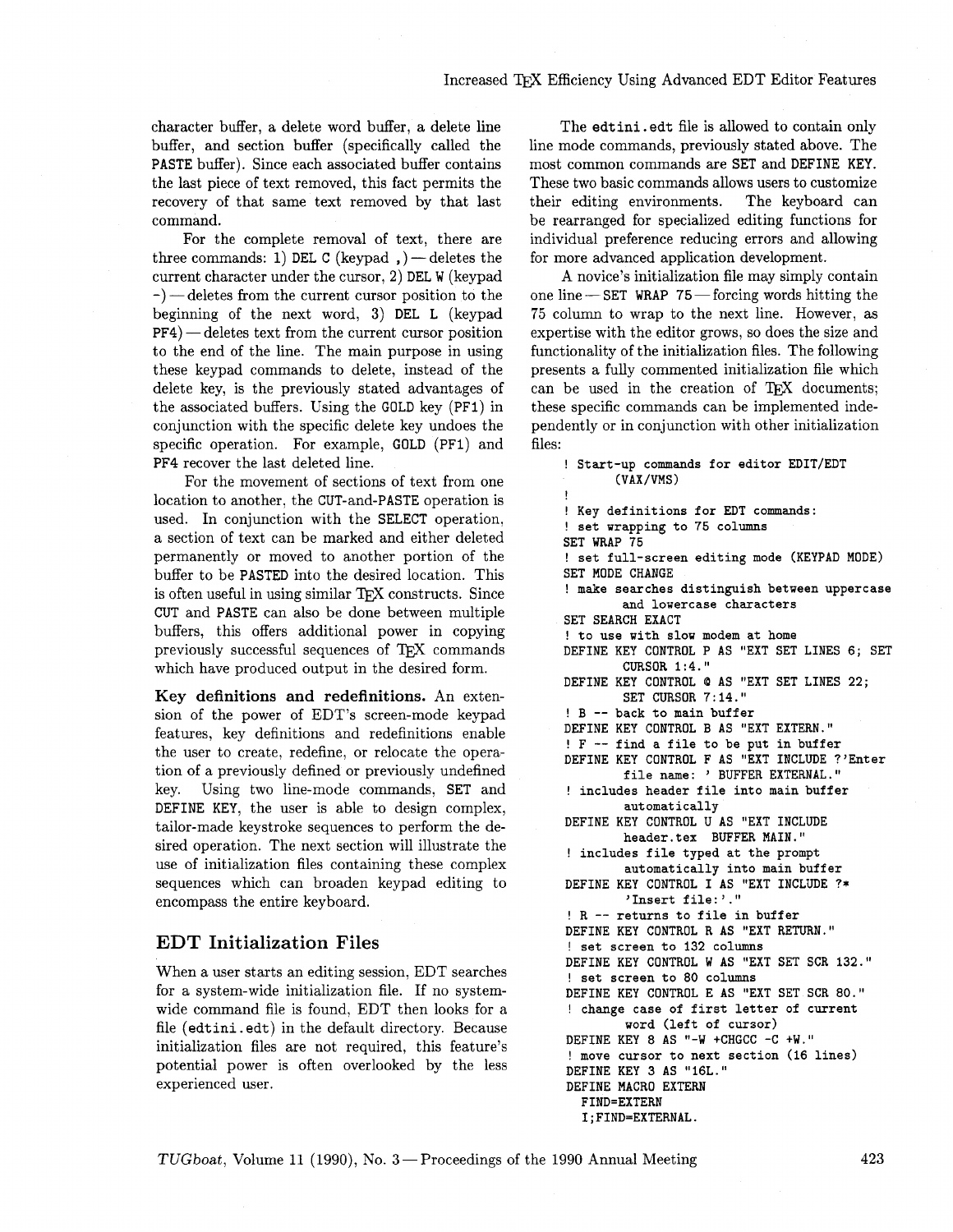character buffer, a delete word buffer, a delete line buffer, and section buffer (specifically called the PASTE buffer). Since each associated buffer contains the last piece of text removed, this fact permits the recovery of that same text removed by that last command.

For the complete removal of text, there are three commands: 1) DEL C (keypad ,) — deletes the current character under the cursor, 2) DEL W (keypad -) — deletes from the current cursor position to the beginning of the next word, 3) DEL L (keypad PF4) — deletes text from the current cursor position to the end of the line. The main purpose in using these keypad commands to delete, instead of the delete key, is the previously stated advantages of the associated buffers. Using the GOLD key (PF1) in conjunction with the specific delete key undoes the specific operation. For example, GOLD (PF1) and PF4 recover the last deleted line.

For the movement of sections of text from one location to another, the CUT-and-PASTE operation is used. In conjunction with the SELECT operation, a section of text can be marked and either deleted permanently or moved to another portion of the buffer to be PASTED into the desired location. This is often useful in using similar TeX constructs. Since CUT and PASTE can also be done between multiple buffers, this offers additional power in copying previously successful sequences of TeX commands which have produced output in the desired form.

**Key definitions and redefinitions.** An extension of the power of EDT's screen-mode keypad features, key definitions and redefinitions enable the user to create, redefine, or relocate the operation of a previously defined or previously undefined key. Using two line-mode commands, SET and DEFINE KEY, the user is able to design complex, tailor-made keystroke sequences to perform the desired operation. The next section will illustrate the use of initialization files containing these complex sequences which can broaden keypad editing to encompass the entire keyboard.

## EDT Initialization Files

When a user starts an editing session, EDT searches for a system-wide initialization file. If no system-wide command file is found, EDT then looks for a file (edtini.edt) in the default directory. Because initialization files are not required, this feature's potential power is often overlooked by the less experienced user.

The edtini.edt file is allowed to contain only line mode commands, previously stated above. The most common commands are SET and DEFINE KEY. These two basic commands allows users to customize their editing environments. The keyboard can be rearranged for specialized editing functions for individual preference reducing errors and allowing for more advanced application development.

A novice's initialization file may simply contain one line — SET WRAP 75 — forcing words hitting the 75 column to wrap to the next line. However, as expertise with the editor grows, so does the size and functionality of the initialization files. The following presents a fully commented initialization file which can be used in the creation of TeX documents; these specific commands can be implemented independently or in conjunction with other initialization files:

```
! Start-up commands for editor EDIT/EDT
        (VAX/VMS)
!
! Key definitions for EDT commands:
! set wrapping to 75 columns
SET WRAP 75
! set full-screen editing mode (KEYPAD MODE)
SET MODE CHANGE
! make searches distinguish between uppercase
        and lowercase characters
SET SEARCH EXACT
! to use with slow modem at home
DEFINE KEY CONTROL P AS "EXT SET LINES 6; SET
        CURSOR 1:4."
DEFINE KEY CONTROL @ AS "EXT SET LINES 22;
        SET CURSOR 7:14."
! B -- back to main buffer
DEFINE KEY CONTROL B AS "EXT EXTERN."
! F -- find a file to be put in buffer
DEFINE KEY CONTROL F AS "EXT INCLUDE ?'Enter
        file name: ' BUFFER EXTERNAL."
! includes header file into main buffer
        automatically
DEFINE KEY CONTROL U AS "EXT INCLUDE
        header.tex  BUFFER MAIN."
! includes file typed at the prompt
        automatically into main buffer
DEFINE KEY CONTROL I AS "EXT INCLUDE ?*
        'Insert file:'."
! R -- returns to file in buffer
DEFINE KEY CONTROL R AS "EXT RETURN."
! set screen to 132 columns
DEFINE KEY CONTROL W AS "EXT SET SCR 132."
! set screen to 80 columns
DEFINE KEY CONTROL E AS "EXT SET SCR 80."
! change case of first letter of current
        word (left of cursor)
DEFINE KEY 8 AS "-W +CHGCC -C +W."
! move cursor to next section (16 lines)
DEFINE KEY 3 AS "16L."
DEFINE MACRO EXTERN
  FIND=EXTERN
  I;FIND=EXTERNAL.
```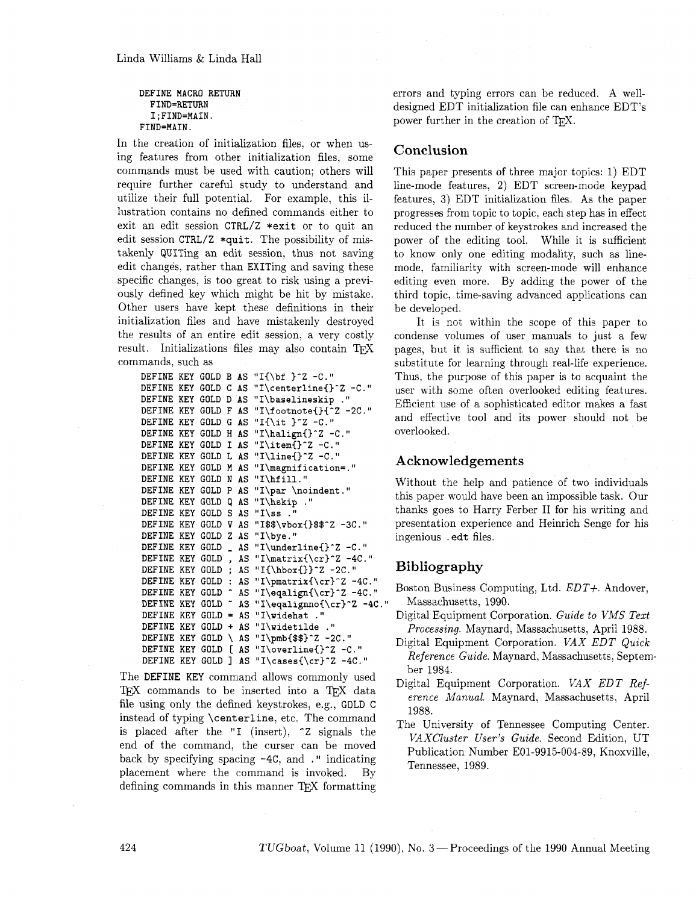```
DEFINE MACRO RETURN
  FIND=RETURN
  I;FIND=MAIN.
FIND=MAIN.
```

In the creation of initialization files, or when using features from other initialization files, some commands must be used with caution; others will require further careful study to understand and utilize their full potential. For example, this illustration contains no defined commands either to exit an edit session CTRL/Z *exit or to quit an edit session CTRL/Z *quit. The possibility of mistakenly QUITing an edit session, thus not saving edit changes, rather than EXITing and saving these specific changes, is too great to risk using a previously defined key which might be hit by mistake. Other users have kept these definitions in their initialization files and have mistakenly destroyed the results of an entire edit session, a very costly result. Initializations files may also contain TEX commands, such as

```
DEFINE KEY GOLD B AS "I{\bf }^Z -C."
DEFINE KEY GOLD C AS "I\centerline{}^Z -C."
DEFINE KEY GOLD D AS "I\baselineskip ."
DEFINE KEY GOLD F AS "I\footnote{}{^Z -2C."
DEFINE KEY GOLD G AS "I{\it }^Z -C."
DEFINE KEY GOLD H AS "I\halign{}^Z -C."
DEFINE KEY GOLD I AS "I\item{}^Z -C."
DEFINE KEY GOLD L AS "I\line{}^Z -C."
DEFINE KEY GOLD M AS "I\magnification=."
DEFINE KEY GOLD N AS "I\hfill."
DEFINE KEY GOLD P AS "I\par \noindent."
DEFINE KEY GOLD Q AS "I\hskip ."
DEFINE KEY GOLD S AS "I\ss ."
DEFINE KEY GOLD V AS "I$$\vbox{}$$^Z -3C."
DEFINE KEY GOLD Z AS "I\bye."
DEFINE KEY GOLD _ AS "I\underline{}^Z -C."
DEFINE KEY GOLD , AS "I\matrix{\cr}^Z -4C."
DEFINE KEY GOLD ; AS "I{\hbox{}}^Z -2C."
DEFINE KEY GOLD : AS "I\pmatrix{\cr}^Z -4C."
DEFINE KEY GOLD ^ AS "I\eqalign{\cr}^Z -4C."
DEFINE KEY GOLD ~ AS "I\eqalignno{\cr}^Z -4C."
DEFINE KEY GOLD = AS "I\widehat ."
DEFINE KEY GOLD + AS "I\widetilde ."
DEFINE KEY GOLD \ AS "I\pmb{$$}^Z -2C."
DEFINE KEY GOLD [ AS "I\overline{}^Z -C."
DEFINE KEY GOLD ] AS "I\cases{\cr}^Z -4C."
```

The DEFINE KEY command allows commonly used TEX commands to be inserted into a TEX data file using only the defined keystrokes, e.g., GOLD C instead of typing \centerline, etc. The command is placed after the "I (insert), ^Z signals the end of the command, the curser can be moved back by specifying spacing -4C, and ." indicating placement where the command is invoked. By defining commands in this manner TEX formatting errors and typing errors can be reduced. A well-designed EDT initialization file can enhance EDT's power further in the creation of TEX.

## Conclusion

This paper presents of three major topics: 1) EDT line-mode features, 2) EDT screen-mode keypad features, 3) EDT initialization files. As the paper progresses from topic to topic, each step has in effect reduced the number of keystrokes and increased the power of the editing tool. While it is sufficient to know only one editing modality, such as line-mode, familiarity with screen-mode will enhance editing even more. By adding the power of the third topic, time-saving advanced applications can be developed.

It is not within the scope of this paper to condense volumes of user manuals to just a few pages, but it is sufficient to say that there is no substitute for learning through real-life experience. Thus, the purpose of this paper is to acquaint the user with some often overlooked editing features. Efficient use of a sophisticated editor makes a fast and effective tool and its power should not be overlooked.

## Acknowledgements

Without the help and patience of two individuals this paper would have been an impossible task. Our thanks goes to Harry Ferber II for his writing and presentation experience and Heinrich Senge for his ingenious .edt files.

## Bibliography

Boston Business Computing, Ltd. *EDT+*. Andover, Massachusetts, 1990.

Digital Equipment Corporation. *Guide to VMS Text Processing.* Maynard, Massachusetts, April 1988.

Digital Equipment Corporation. *VAX EDT Quick Reference Guide.* Maynard, Massachusetts, September 1984.

Digital Equipment Corporation. *VAX EDT Reference Manual.* Maynard, Massachusetts, April 1988.

The University of Tennessee Computing Center. *VAXCluster User's Guide.* Second Edition, UT Publication Number E01-9915-004-89, Knoxville, Tennessee, 1989.